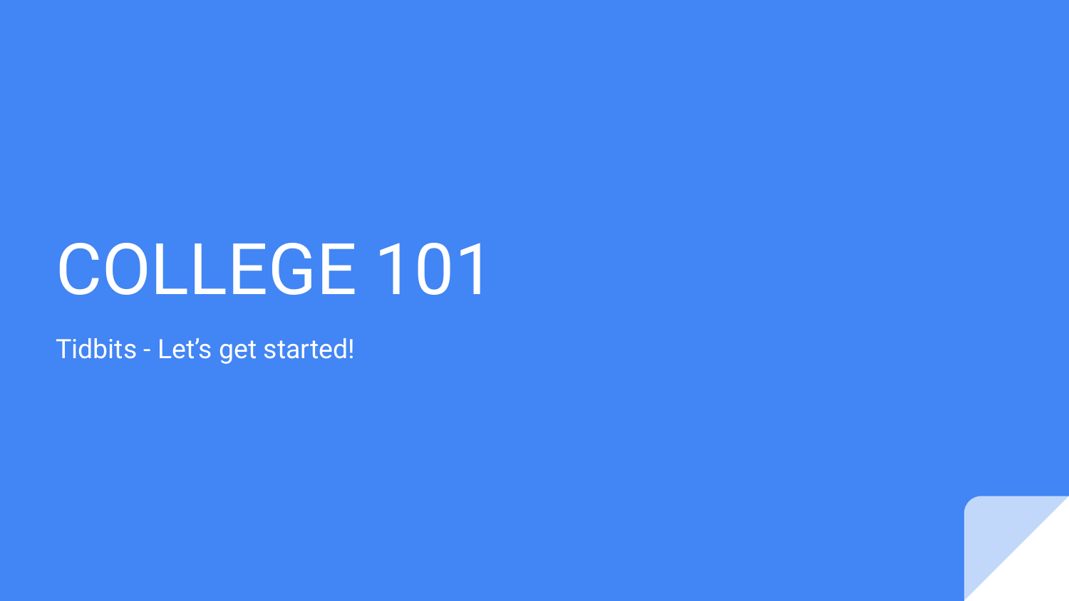# COLLEGE 101

Tidbits - Let's get started!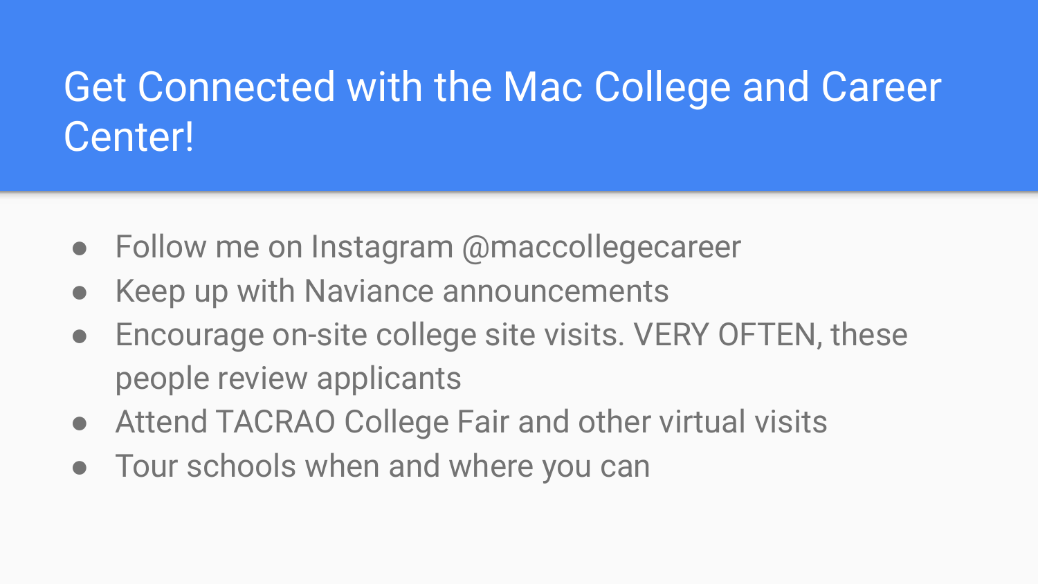# Get Connected with the Mac College and Career Center!

- Follow me on Instagram @maccollegecareer
- Keep up with Naviance announcements
- Encourage on-site college site visits. VERY OFTEN, these people review applicants
- Attend TACRAO College Fair and other virtual visits
- Tour schools when and where you can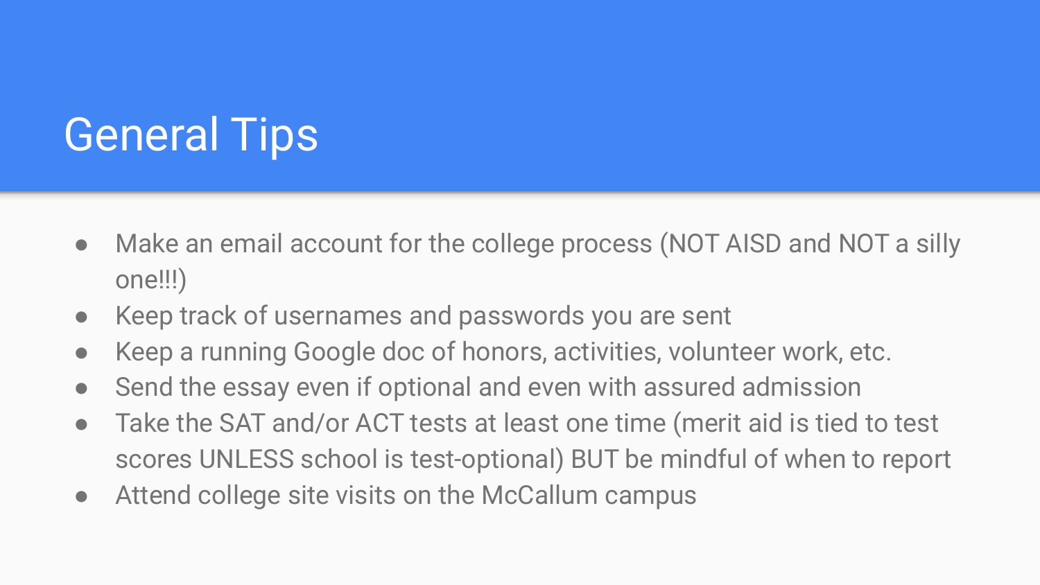# General Tips

- Make an email account for the college process (NOT AISD and NOT a silly one!!!)
- Keep track of usernames and passwords you are sent
- Keep a running Google doc of honors, activities, volunteer work, etc.
- Send the essay even if optional and even with assured admission
- Take the SAT and/or ACT tests at least one time (merit aid is tied to test scores UNLESS school is test-optional) BUT be mindful of when to report
- Attend college site visits on the McCallum campus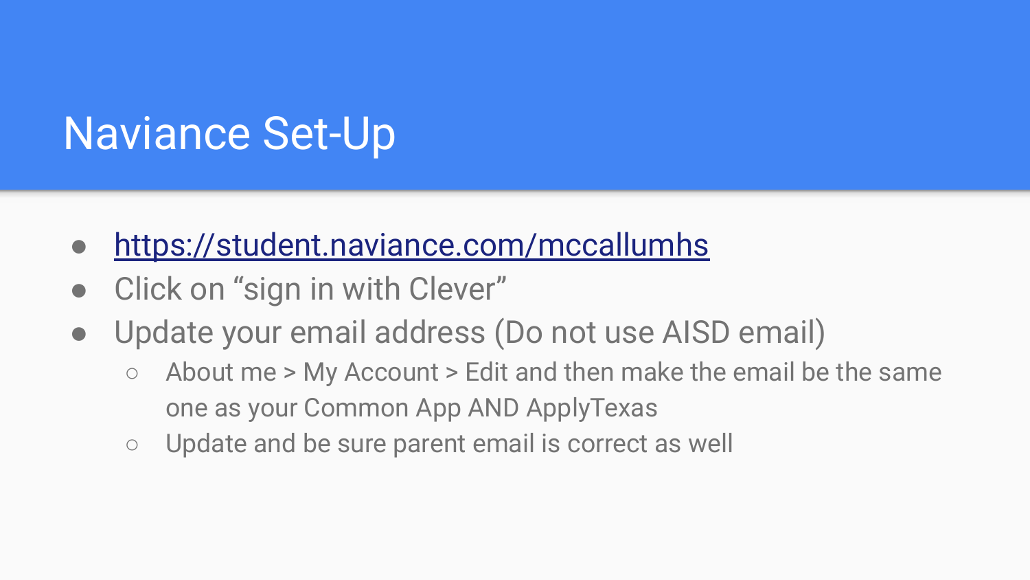# Naviance Set-Up

- [https://student.naviance.com/mccallumhs](https://student.naviance.com/mccallumhs)
- Click on “sign in with Clever”
- Update your email address (Do not use AISD email)
  - About me > My Account > Edit and then make the email be the same one as your Common App AND ApplyTexas
  - Update and be sure parent email is correct as well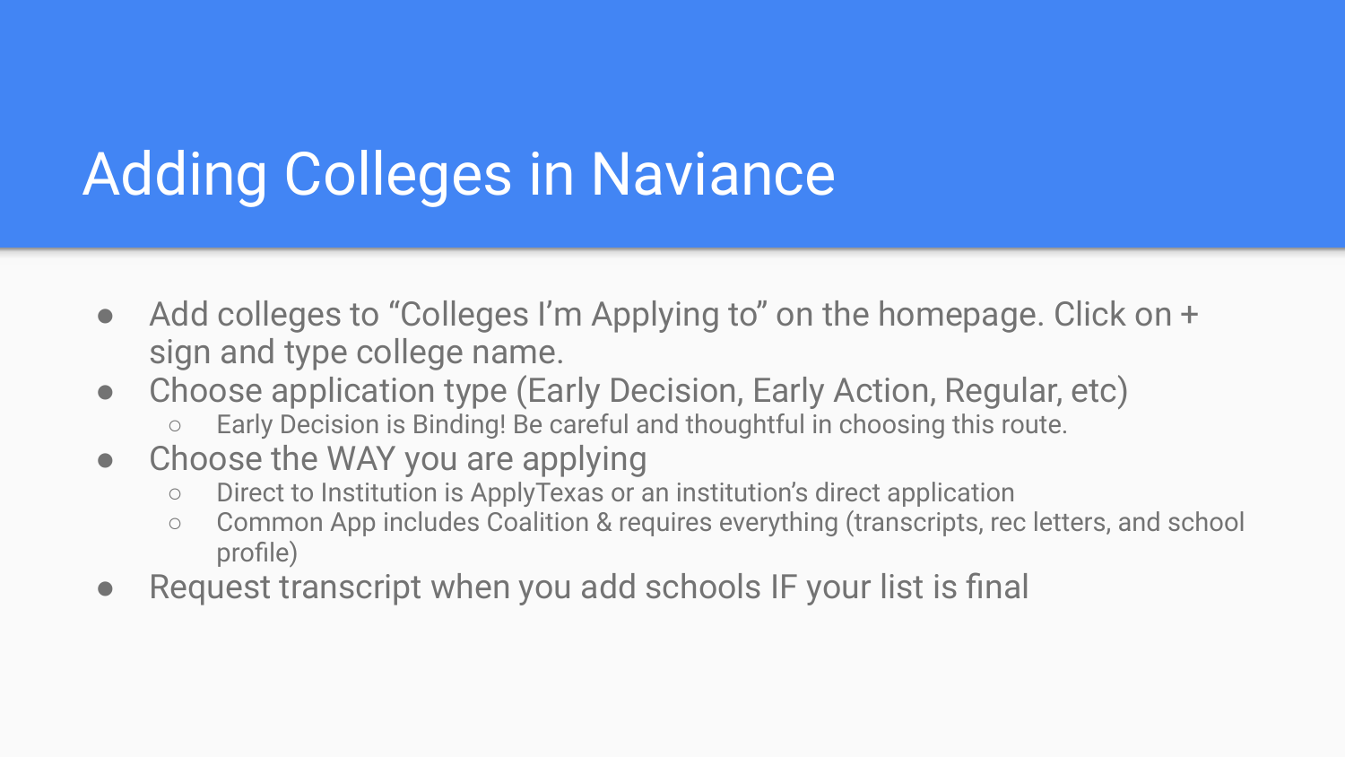# Adding Colleges in Naviance

- Add colleges to “Colleges I’m Applying to” on the homepage. Click on + sign and type college name.
- Choose application type (Early Decision, Early Action, Regular, etc)
  - Early Decision is Binding! Be careful and thoughtful in choosing this route.
- Choose the WAY you are applying
  - Direct to Institution is ApplyTexas or an institution’s direct application
  - Common App includes Coalition & requires everything (transcripts, rec letters, and school profile)
- Request transcript when you add schools IF your list is final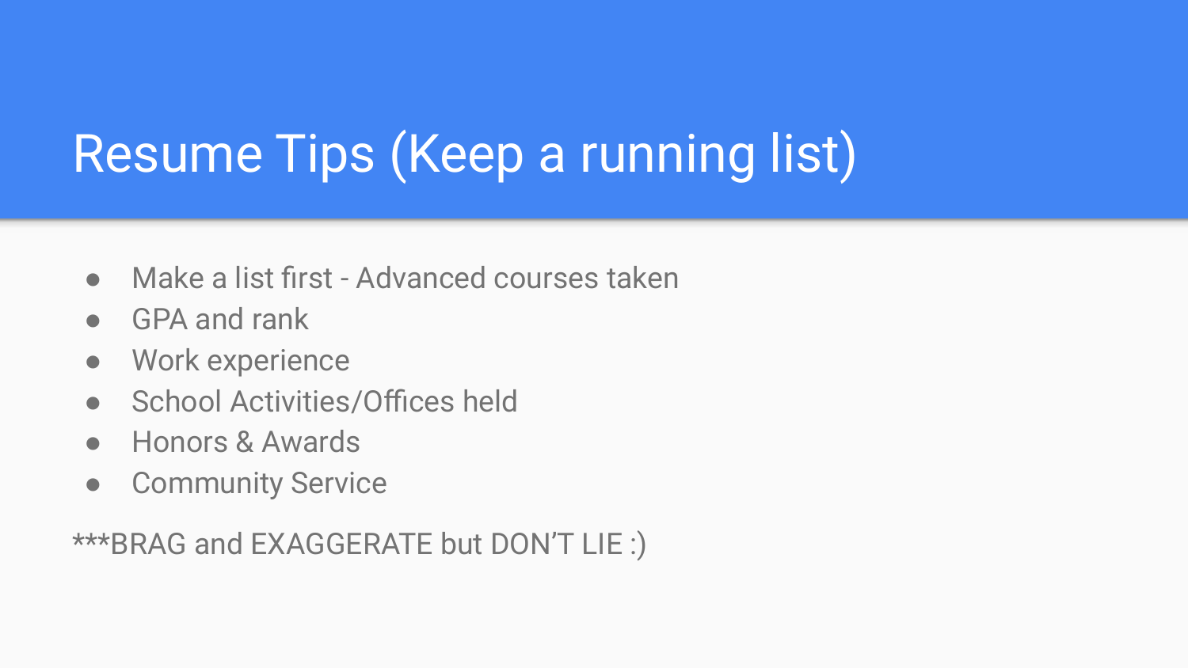# Resume Tips (Keep a running list)

- Make a list first - Advanced courses taken
- GPA and rank
- Work experience
- School Activities/Offices held
- Honors & Awards
- Community Service

***BRAG and EXAGGERATE but DON'T LIE :)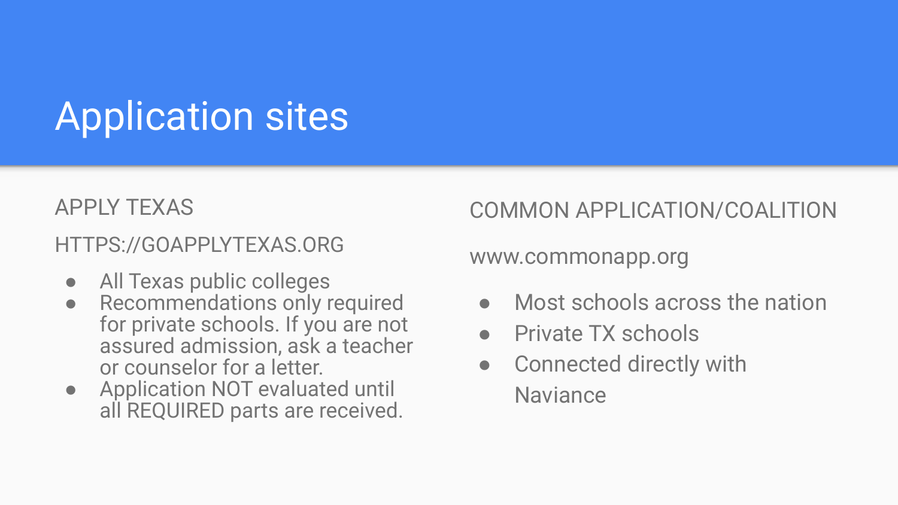# Application sites

## APPLY TEXAS

HTTPS://GOAPPLYTEXAS.ORG

- All Texas public colleges
- Recommendations only required for private schools. If you are not assured admission, ask a teacher or counselor for a letter.
- Application NOT evaluated until all REQUIRED parts are received.

## COMMON APPLICATION/COALITION

www.commonapp.org

- Most schools across the nation
- Private TX schools
- Connected directly with Naviance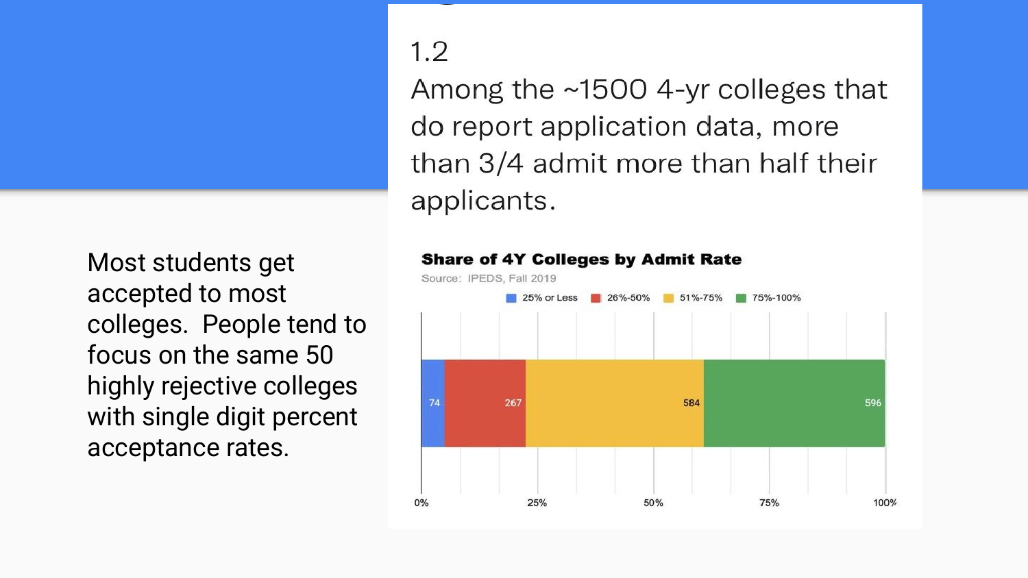Most students get accepted to most colleges. People tend to focus on the same 50 highly rejective colleges with single digit percent acceptance rates.

## 1.2

Among the ~1500 4-yr colleges that do report application data, more than 3/4 admit more than half their applicants.

**Share of 4Y Colleges by Admit Rate**

Source: IPEDS, Fall 2019

| 25% or Less | 26%-50% | 51%-75% | 75%-100% |
|---|---|---|---|
| 74 | 267 | 584 | 596 |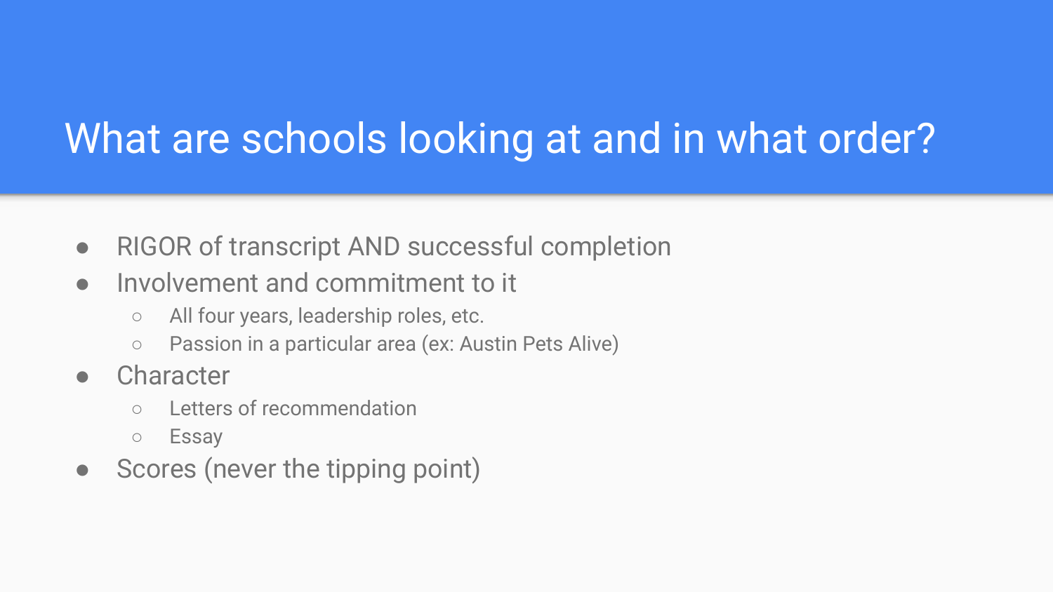# What are schools looking at and in what order?

- RIGOR of transcript AND successful completion
- Involvement and commitment to it
  - All four years, leadership roles, etc.
  - Passion in a particular area (ex: Austin Pets Alive)
- Character
  - Letters of recommendation
  - Essay
- Scores (never the tipping point)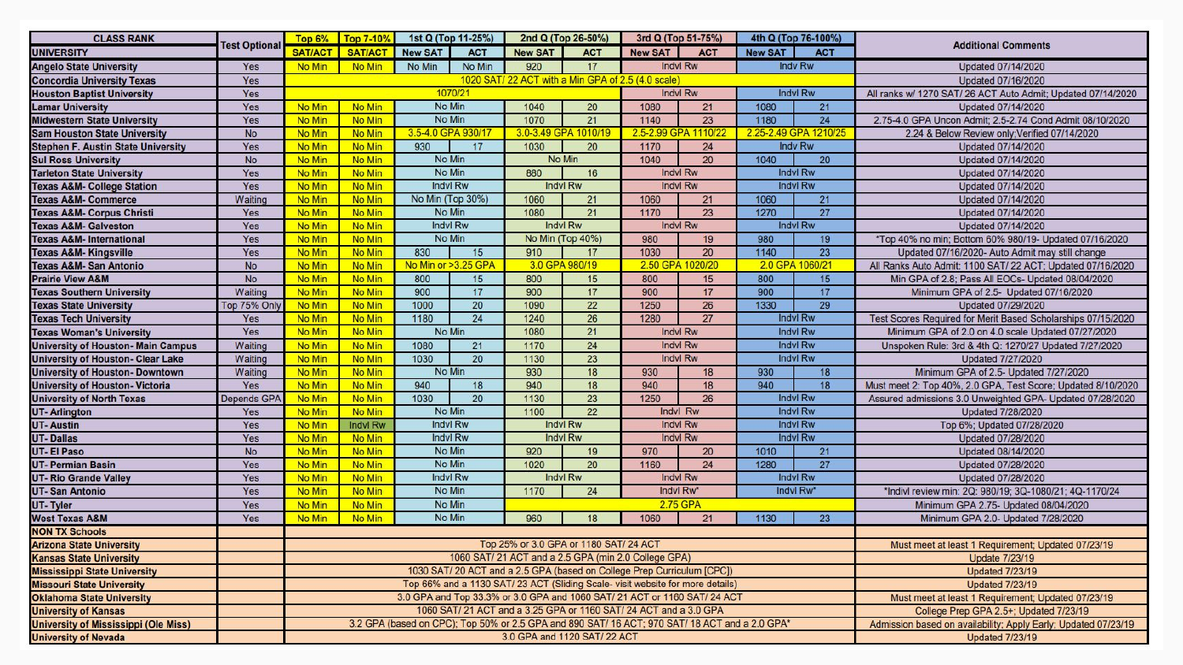| CLASS RANK | Test Optional | Top 6% | Top 7-10% | 1st Q (Top 11-25%) | | 2nd Q (Top 26-50%) | | 3rd Q (Top 51-75%) | | 4th Q (Top 76-100%) | | Additional Comments |
|---|---|---|---|---|---|---|---|---|---|---|---|---|
| UNIVERSITY | | SAT/ACT | SAT/ACT | New SAT | ACT | New SAT | ACT | New SAT | ACT | New SAT | ACT | |
| Angelo State University | Yes | No Min | No Min | No Min | No Min | 920 | 17 | Indvl Rw | | Indv Rw | | Updated 07/14/2020 |
| Concordia University Texas | Yes | 1020 SAT/ 22 ACT with a Min GPA of 2.5 (4.0 scale) | | | | | | | | | | Updated 07/16/2020 |
| Houston Baptist University | Yes | 1070/21 | | | | | | Indvl Rw | | Indvl Rw | | All ranks w/ 1270 SAT/ 26 ACT Auto Admit; Updated 07/14/2020 |
| Lamar University | Yes | No Min | No Min | No Min | | 1040 | 20 | 1080 | 21 | 1080 | 21 | Updated 07/14/2020 |
| Midwestern State University | Yes | No Min | No Min | No Min | | 1070 | 21 | 1140 | 23 | 1180 | 24 | 2.75-4.0 GPA Uncon Admit; 2.5-2.74 Cond Admit 08/10/2020 |
| Sam Houston State University | No | No Min | No Min | 3.5-4.0 GPA 930/17 | | 3.0-3.49 GPA 1010/19 | | 2.5-2.99 GPA 1110/22 | | 2.25-2.49 GPA 1210/25 | | 2.24 & Below Review only;Verified 07/14/2020 |
| Stephen F. Austin State University | Yes | No Min | No Min | 930 | 17 | 1030 | 20 | 1170 | 24 | Indv Rw | | Updated 07/14/2020 |
| Sul Ross University | No | No Min | No Min | No Min | | No Min | | 1040 | 20 | 1040 | 20 | Updated 07/14/2020 |
| Tarleton State University | Yes | No Min | No Min | No Min | | 880 | 16 | Indvl Rw | | Indvl Rw | | Updated 07/14/2020 |
| Texas A&M- College Station | Yes | No Min | No Min | Indvl Rw | | Indvl Rw | | Indvl Rw | | Indvl Rw | | Updated 07/14/2020 |
| Texas A&M- Commerce | Waiting | No Min | No Min | No Min (Top 30%) | | 1060 | 21 | 1060 | 21 | 1060 | 21 | Updated 07/14/2020 |
| Texas A&M- Corpus Christi | Yes | No Min | No Min | No Min | | 1080 | 21 | 1170 | 23 | 1270 | 27 | Updated 07/14/2020 |
| Texas A&M- Galveston | Yes | No Min | No Min | Indvl Rw | | Indvl Rw | | Indvl Rw | | Indvl Rw | | Updated 07/14/2020 |
| Texas A&M- International | Yes | No Min | No Min | No Min | | No Min (Top 40%) | | 980 | 19 | 980 | 19 | *Top 40% no min; Bottom 60% 980/19- Updated 07/16/2020 |
| Texas A&M- Kingsville | Yes | No Min | No Min | 830 | 15 | 910 | 17 | 1030 | 20 | 1140 | 23 | Updated 07/16/2020- Auto Admit may still change |
| Texas A&M- San Antonio | No | No Min | No Min | No Min or >3.25 GPA | | 3.0 GPA 980/19 | | 2.50 GPA 1020/20 | | 2.0 GPA 1060/21 | | All Ranks Auto Admit: 1100 SAT/ 22 ACT; Updated 07/16/2020 |
| Prairie View A&M | No | No Min | No Min | 800 | 15 | 800 | 15 | 800 | 15 | 800 | 15 | Min GPA of 2.8; Pass All EOCs- Updated 08/04/2020 |
| Texas Southern University | Waiting | No Min | No Min | 900 | 17 | 900 | 17 | 900 | 17 | 900 | 17 | Minimum GPA of 2.5- Updated 07/16/2020 |
| Texas State University | Top 75% Only | No Min | No Min | 1000 | 20 | 1090 | 22 | 1250 | 26 | 1330 | 29 | Updated 07/29/2020 |
| Texas Tech University | Yes | No Min | No Min | 1180 | 24 | 1240 | 26 | 1280 | 27 | Indvl Rw | | Test Scores Required for Merit Based Scholarships 07/15/2020 |
| Texas Woman's University | Yes | No Min | No Min | No Min | | 1080 | 21 | Indvl Rw | | Indvl Rw | | Minimum GPA of 2.0 on 4.0 scale Updated 07/27/2020 |
| University of Houston- Main Campus | Waiting | No Min | No Min | 1080 | 21 | 1170 | 24 | Indvl Rw | | Indvl Rw | | Unspoken Rule: 3rd & 4th Q: 1270/27 Updated 7/27/2020 |
| University of Houston- Clear Lake | Waiting | No Min | No Min | 1030 | 20 | 1130 | 23 | Indvl Rw | | Indvl Rw | | Updated 7/27/2020 |
| University of Houston- Downtown | Waiting | No Min | No Min | No Min | | 930 | 18 | 930 | 18 | 930 | 18 | Minimum GPA of 2.5- Updated 7/27/2020 |
| University of Houston- Victoria | Yes | No Min | No Min | 940 | 18 | 940 | 18 | 940 | 18 | 940 | 18 | Must meet 2: Top 40%, 2.0 GPA, Test Score; Updated 8/10/2020 |
| University of North Texas | Depends GPA | No Min | No Min | 1030 | 20 | 1130 | 23 | 1250 | 26 | Indvl Rw | | Assured admissions 3.0 Unweighted GPA- Updated 07/28/2020 |
| UT- Arlington | Yes | No Min | No Min | No Min | | 1100 | 22 | Indvl Rw | | Indvl Rw | | Updated 7/28/2020 |
| UT- Austin | Yes | No Min | Indvl Rw | Indvl Rw | | Indvl Rw | | Indvl Rw | | Indvl Rw | | Top 6%; Updated 07/28/2020 |
| UT- Dallas | Yes | No Min | No Min | Indvl Rw | | Indvl Rw | | Indvl Rw | | Indvl Rw | | Updated 07/28/2020 |
| UT- El Paso | No | No Min | No Min | No Min | | 920 | 19 | 970 | 20 | 1010 | 21 | Updated 08/14/2020 |
| UT- Permian Basin | Yes | No Min | No Min | No Min | | 1020 | 20 | 1160 | 24 | 1280 | 27 | Updated 07/28/2020 |
| UT- Rio Grande Valley | Yes | No Min | No Min | Indvl Rw | | Indvl Rw | | Indvl Rw | | Indvl Rw | | Updated 07/28/2020 |
| UT- San Antonio | Yes | No Min | No Min | No Min | | 1170 | 24 | Indvl Rw* | | Indvl Rw* | | *Indvl review min: 2Q: 980/19; 3Q-1080/21; 4Q-1170/24 |
| UT- Tyler | Yes | No Min | No Min | No Min | | 2.75 GPA | | | | | | Minimum GPA 2.75- Updated 08/04/2020 |
| West Texas A&M | Yes | No Min | No Min | No Min | | 960 | 18 | 1060 | 21 | 1130 | 23 | Minimum GPA 2.0- Updated 7/28/2020 |
| NON TX Schools | | | | | | | | | | | | |
| Arizona State University | | Top 25% or 3.0 GPA or 1180 SAT/ 24 ACT | | | | | | | | | | Must meet at least 1 Requirement; Updated 07/23/19 |
| Kansas State University | | 1060 SAT/ 21 ACT and a 2.5 GPA (min 2.0 College GPA) | | | | | | | | | | Update 7/23/19 |
| Mississippi State University | | 1030 SAT/ 20 ACT and a 2.5 GPA (based on College Prep Curriculum [CPC]) | | | | | | | | | | Updated 7/23/19 |
| Missouri State University | | Top 66% and a 1130 SAT/ 23 ACT (Sliding Scale- visit website for more details) | | | | | | | | | | Updated 7/23/19 |
| Oklahoma State University | | 3.0 GPA and Top 33.3% or 3.0 GPA and 1060 SAT/ 21 ACT or 1160 SAT/ 24 ACT | | | | | | | | | | Must meet at least 1 Requirement; Updated 07/23/19 |
| University of Kansas | | 1060 SAT/ 21 ACT and a 3.25 GPA or 1160 SAT/ 24 ACT and a 3.0 GPA | | | | | | | | | | College Prep GPA 2.5+; Updated 7/23/19 |
| University of Mississippi (Ole Miss) | | 3.2 GPA (based on CPC); Top 50% or 2.5 GPA and 890 SAT/ 16 ACT; 970 SAT/ 18 ACT and a 2.0 GPA* | | | | | | | | | | Admission based on availability; Apply Early; Updated 07/23/19 |
| University of Nevada | | 3.0 GPA and 1120 SAT/ 22 ACT | | | | | | | | | | Updated 7/23/19 |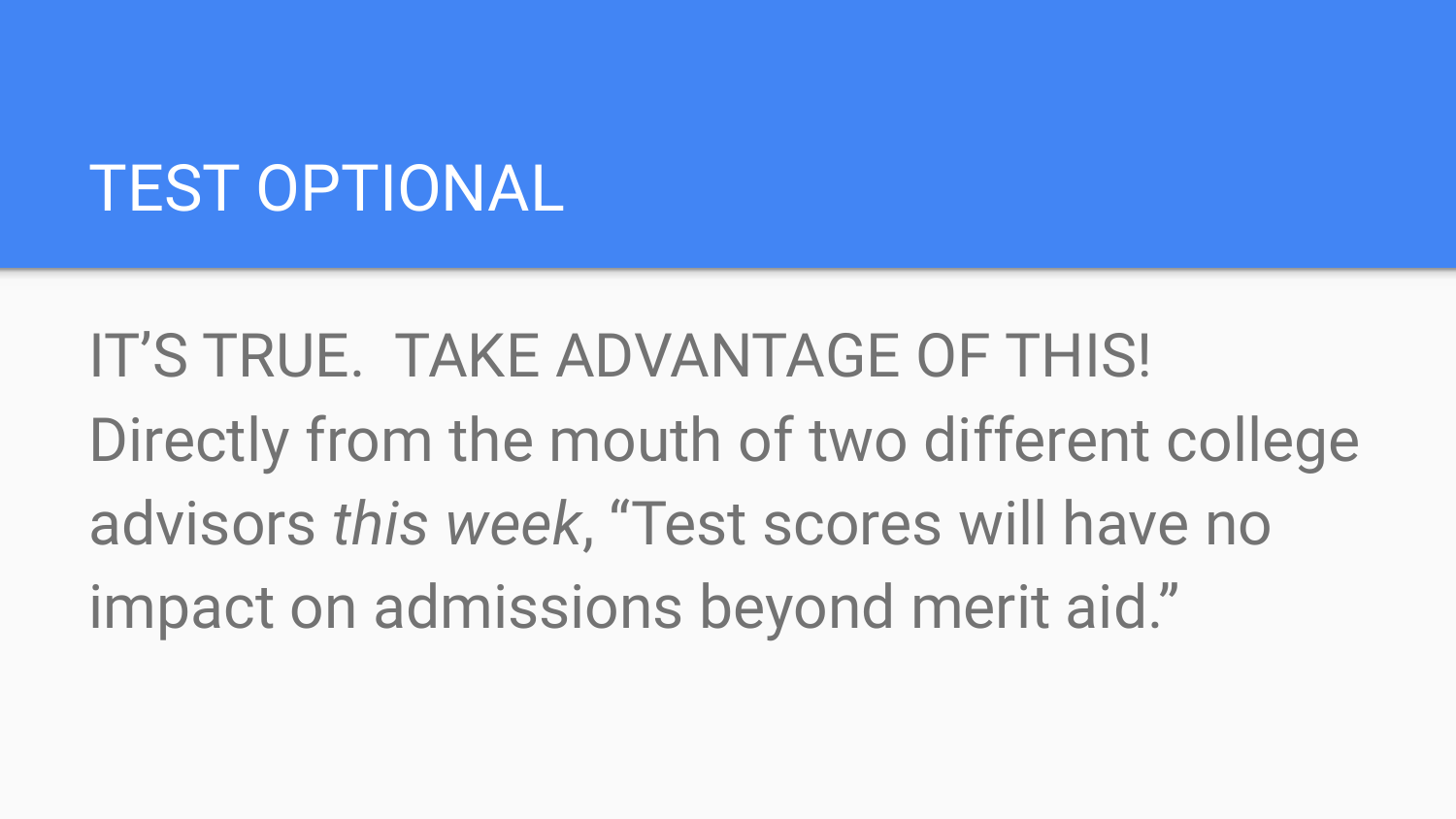# TEST OPTIONAL

IT’S TRUE.  TAKE ADVANTAGE OF THIS! Directly from the mouth of two different college advisors *this week*, “Test scores will have no impact on admissions beyond merit aid.”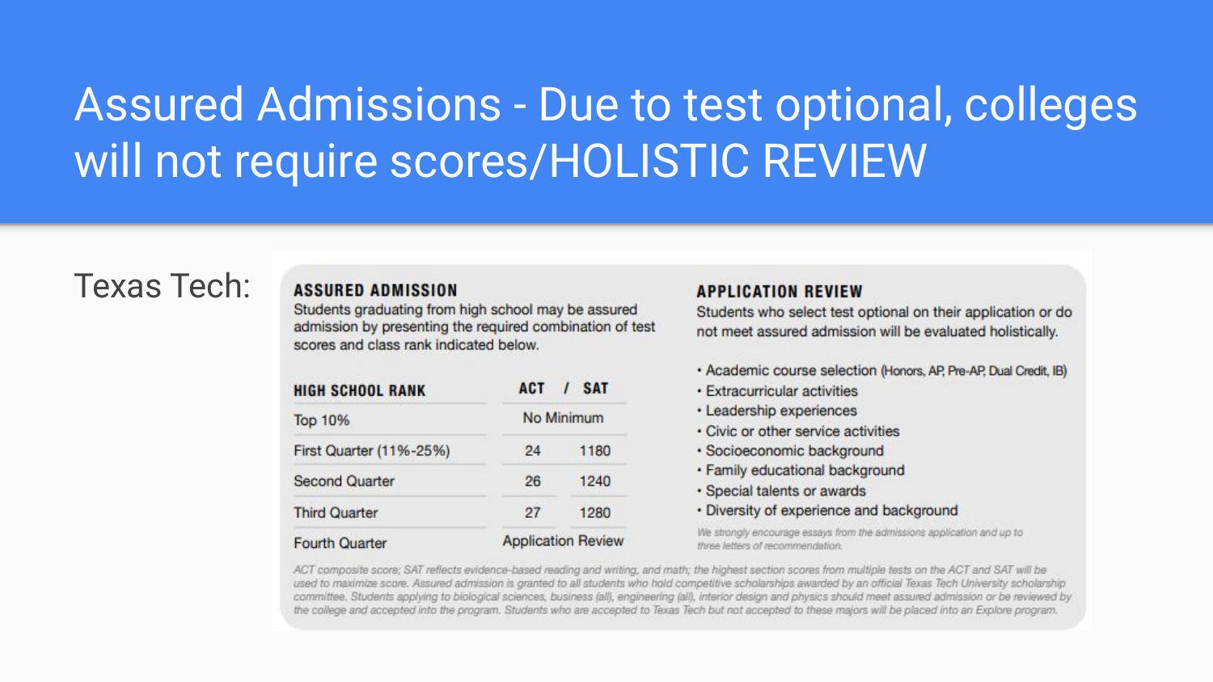# Assured Admissions - Due to test optional, colleges will not require scores/HOLISTIC REVIEW

Texas Tech:

## ASSURED ADMISSION

Students graduating from high school may be assured admission by presenting the required combination of test scores and class rank indicated below.

| HIGH SCHOOL RANK | ACT | SAT |
|---|---|---|
| Top 10% | No Minimum | |
| First Quarter (11%-25%) | 24 | 1180 |
| Second Quarter | 26 | 1240 |
| Third Quarter | 27 | 1280 |
| Fourth Quarter | Application Review | |

## APPLICATION REVIEW

Students who select test optional on their application or do not meet assured admission will be evaluated holistically.

- Academic course selection (Honors, AP, Pre-AP, Dual Credit, IB)
- Extracurricular activities
- Leadership experiences
- Civic or other service activities
- Socioeconomic background
- Family educational background
- Special talents or awards
- Diversity of experience and background

*We strongly encourage essays from the admissions application and up to three letters of recommendation.*

*ACT composite score; SAT reflects evidence-based reading and writing, and math; the highest section scores from multiple tests on the ACT and SAT will be used to maximize score. Assured admission is granted to all students who hold competitive scholarships awarded by an official Texas Tech University scholarship committee. Students applying to biological sciences, business (all), engineering (all), interior design and physics should meet assured admission or be reviewed by the college and accepted into the program. Students who are accepted to Texas Tech but not accepted to these majors will be placed into an Explore program.*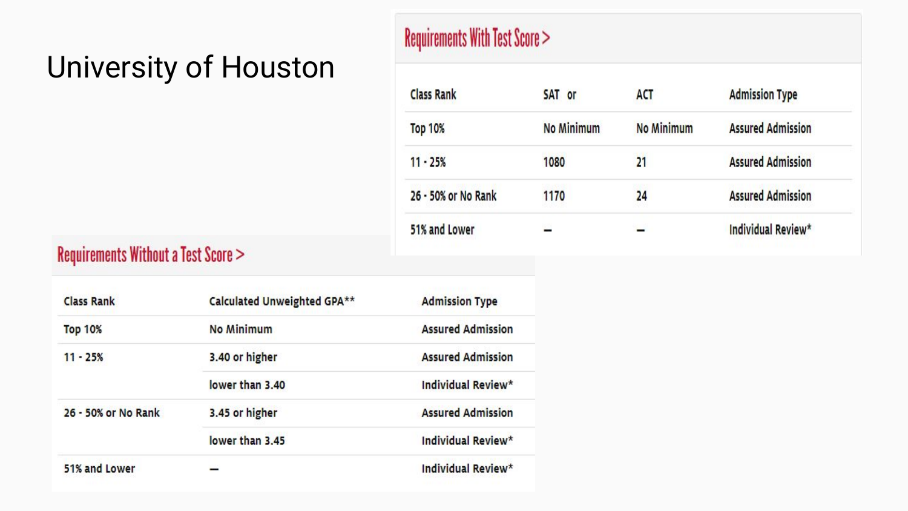# University of Houston

## Requirements With Test Score >

| Class Rank | SAT or | ACT | Admission Type |
| --- | --- | --- | --- |
| Top 10% | No Minimum | No Minimum | Assured Admission |
| 11 - 25% | 1080 | 21 | Assured Admission |
| 26 - 50% or No Rank | 1170 | 24 | Assured Admission |
| 51% and Lower | – | – | Individual Review* |

## Requirements Without a Test Score >

| Class Rank | Calculated Unweighted GPA** | Admission Type |
| --- | --- | --- |
| Top 10% | No Minimum | Assured Admission |
| 11 - 25% | 3.40 or higher | Assured Admission |
| | lower than 3.40 | Individual Review* |
| 26 - 50% or No Rank | 3.45 or higher | Assured Admission |
| | lower than 3.45 | Individual Review* |
| 51% and Lower | – | Individual Review* |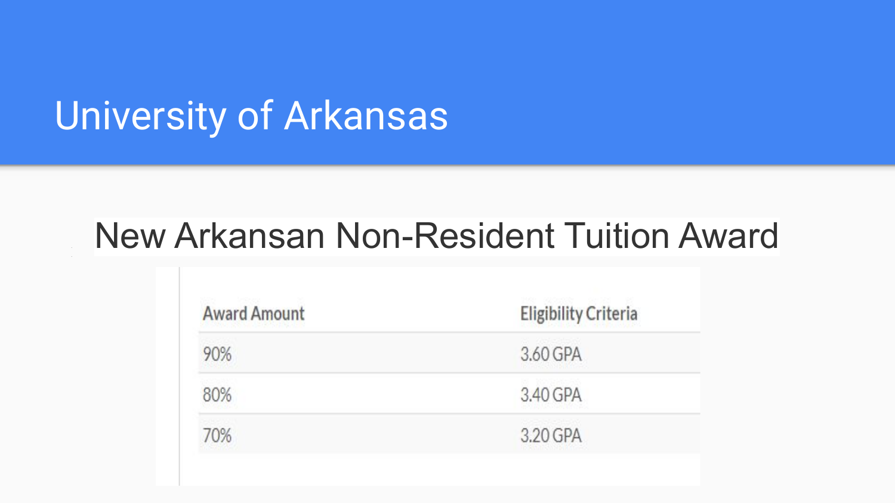# University of Arkansas

## New Arkansan Non-Resident Tuition Award

| Award Amount | Eligibility Criteria |
|---|---|
| 90% | 3.60 GPA |
| 80% | 3.40 GPA |
| 70% | 3.20 GPA |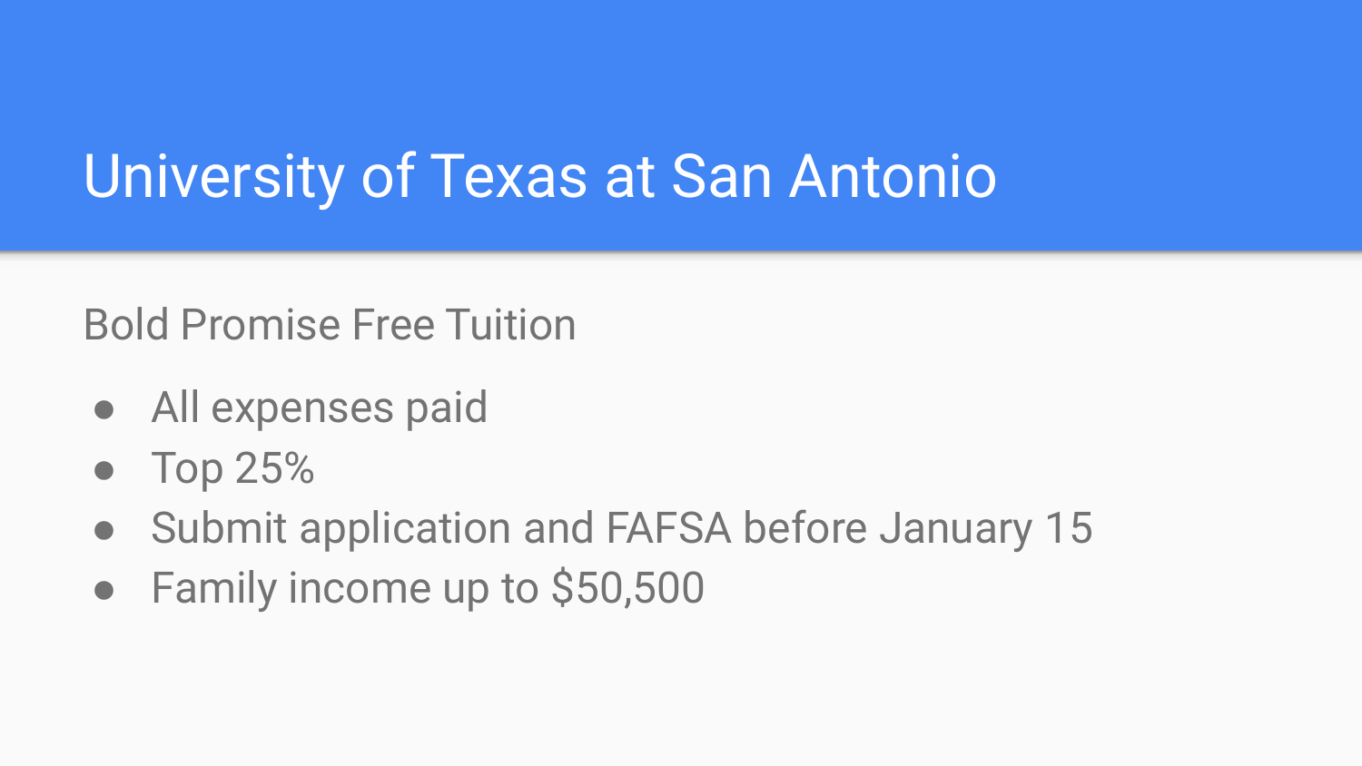# University of Texas at San Antonio

Bold Promise Free Tuition

- All expenses paid
- Top 25%
- Submit application and FAFSA before January 15
- Family income up to $50,500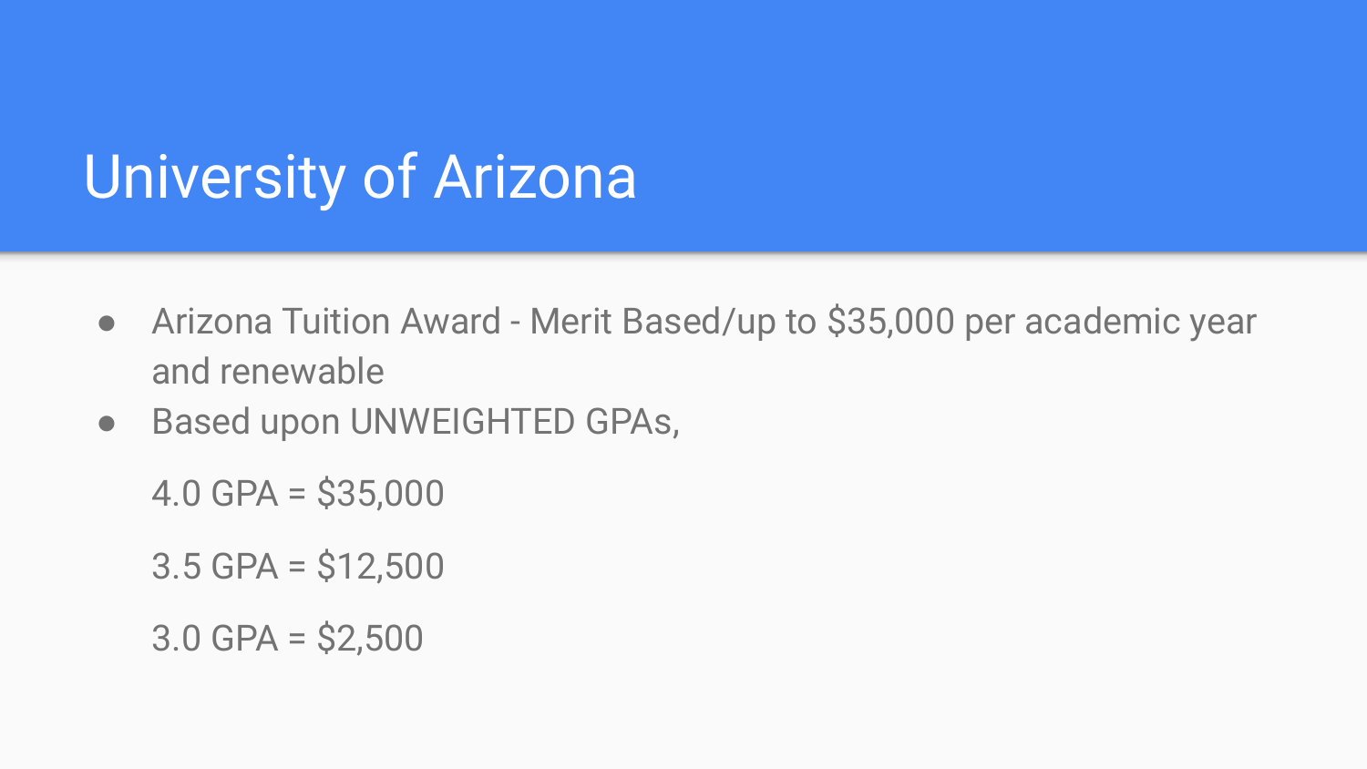# University of Arizona

- Arizona Tuition Award - Merit Based/up to $35,000 per academic year and renewable
- Based upon UNWEIGHTED GPAs,

  4.0 GPA = $35,000

  3.5 GPA = $12,500

  3.0 GPA = $2,500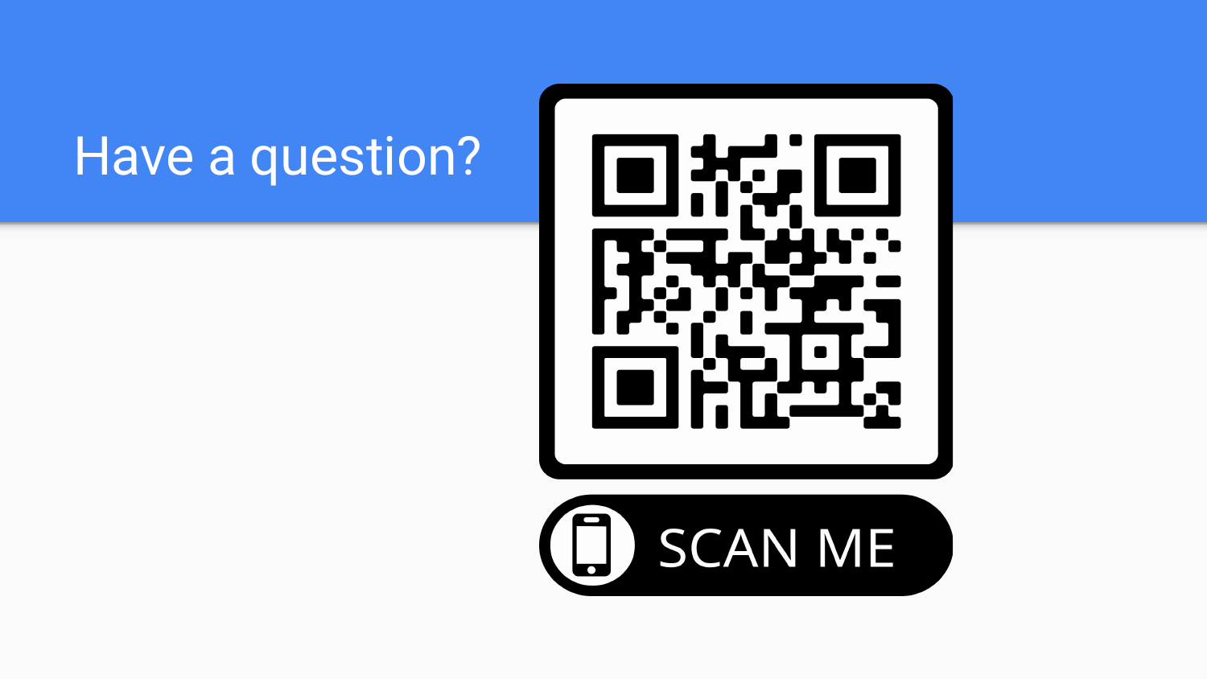# Have a question?

SCAN ME